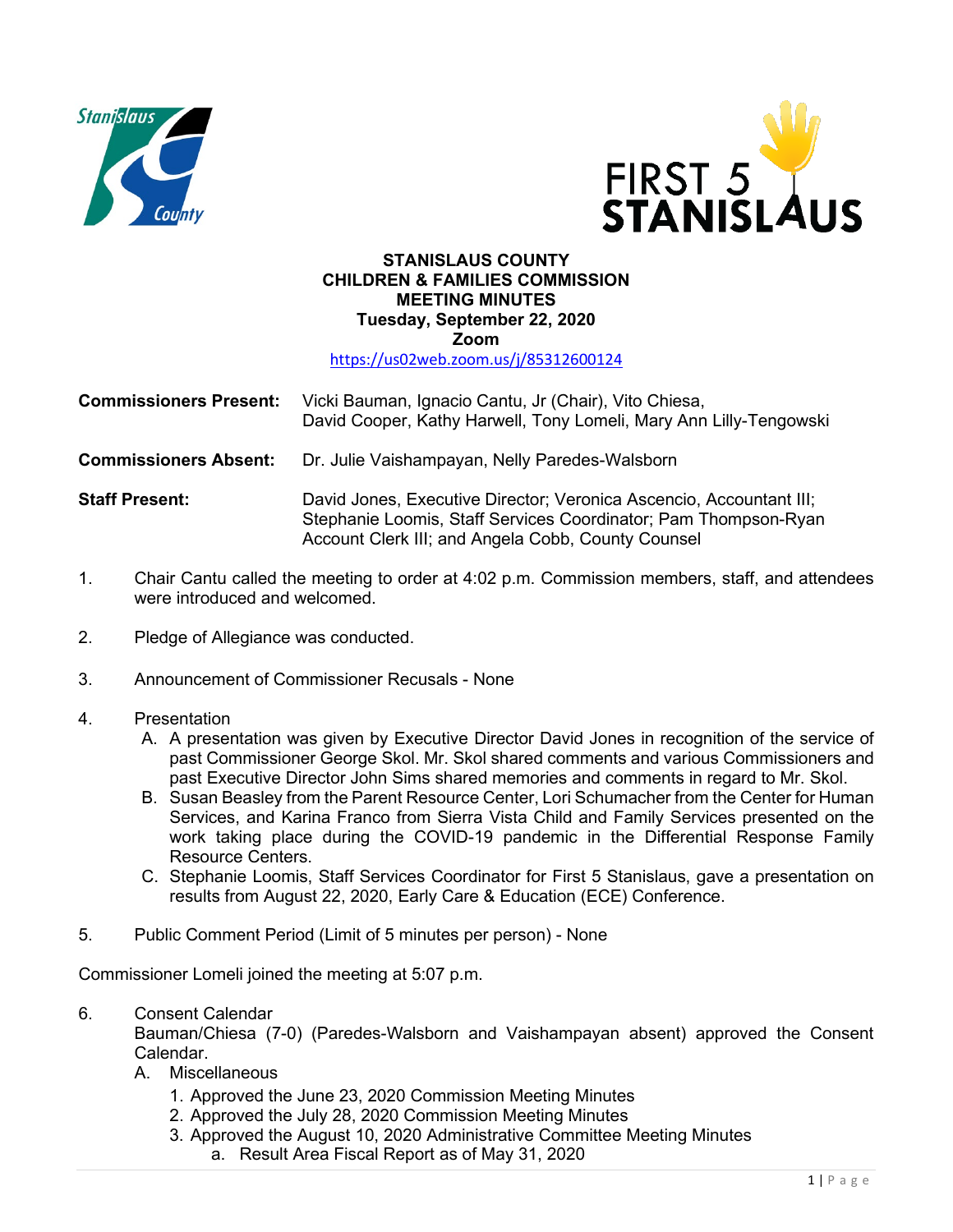**STANISLAUS COUNTY**
**CHILDREN & FAMILIES COMMISSION**
**MEETING MINUTES**
**Tuesday, September 22, 2020**
**Zoom**
https://us02web.zoom.us/j/85312600124

**Commissioners Present:** Vicki Bauman, Ignacio Cantu, Jr (Chair), Vito Chiesa, David Cooper, Kathy Harwell, Tony Lomeli, Mary Ann Lilly-Tengowski

**Commissioners Absent:** Dr. Julie Vaishampayan, Nelly Paredes-Walsborn

**Staff Present:** David Jones, Executive Director; Veronica Ascencio, Accountant III; Stephanie Loomis, Staff Services Coordinator; Pam Thompson-Ryan Account Clerk III; and Angela Cobb, County Counsel

1. Chair Cantu called the meeting to order at 4:02 p.m. Commission members, staff, and attendees were introduced and welcomed.

2. Pledge of Allegiance was conducted.

3. Announcement of Commissioner Recusals - None

4. Presentation
   A. A presentation was given by Executive Director David Jones in recognition of the service of past Commissioner George Skol. Mr. Skol shared comments and various Commissioners and past Executive Director John Sims shared memories and comments in regard to Mr. Skol.
   B. Susan Beasley from the Parent Resource Center, Lori Schumacher from the Center for Human Services, and Karina Franco from Sierra Vista Child and Family Services presented on the work taking place during the COVID-19 pandemic in the Differential Response Family Resource Centers.
   C. Stephanie Loomis, Staff Services Coordinator for First 5 Stanislaus, gave a presentation on results from August 22, 2020, Early Care & Education (ECE) Conference.

5. Public Comment Period (Limit of 5 minutes per person) - None

Commissioner Lomeli joined the meeting at 5:07 p.m.

6. Consent Calendar
   Bauman/Chiesa (7-0) (Paredes-Walsborn and Vaishampayan absent) approved the Consent Calendar.
   A. Miscellaneous
      1. Approved the June 23, 2020 Commission Meeting Minutes
      2. Approved the July 28, 2020 Commission Meeting Minutes
      3. Approved the August 10, 2020 Administrative Committee Meeting Minutes
         a. Result Area Fiscal Report as of May 31, 2020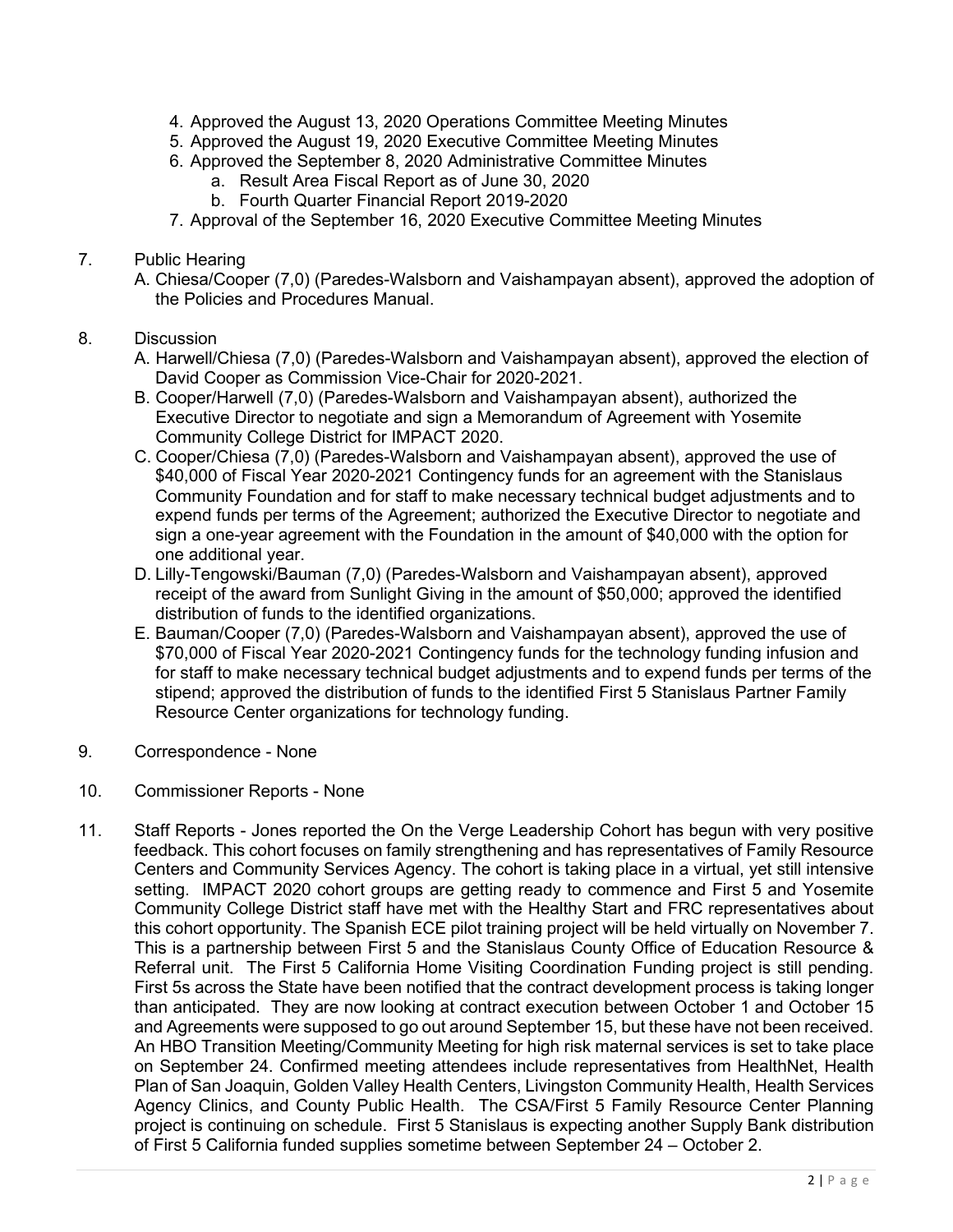4. Approved the August 13, 2020 Operations Committee Meeting Minutes
5. Approved the August 19, 2020 Executive Committee Meeting Minutes
6. Approved the September 8, 2020 Administrative Committee Minutes
   a. Result Area Fiscal Report as of June 30, 2020
   b. Fourth Quarter Financial Report 2019-2020
7. Approval of the September 16, 2020 Executive Committee Meeting Minutes

7. Public Hearing
   A. Chiesa/Cooper (7,0) (Paredes-Walsborn and Vaishampayan absent), approved the adoption of the Policies and Procedures Manual.

8. Discussion
   A. Harwell/Chiesa (7,0) (Paredes-Walsborn and Vaishampayan absent), approved the election of David Cooper as Commission Vice-Chair for 2020-2021.
   B. Cooper/Harwell (7,0) (Paredes-Walsborn and Vaishampayan absent), authorized the Executive Director to negotiate and sign a Memorandum of Agreement with Yosemite Community College District for IMPACT 2020.
   C. Cooper/Chiesa (7,0) (Paredes-Walsborn and Vaishampayan absent), approved the use of $40,000 of Fiscal Year 2020-2021 Contingency funds for an agreement with the Stanislaus Community Foundation and for staff to make necessary technical budget adjustments and to expend funds per terms of the Agreement; authorized the Executive Director to negotiate and sign a one-year agreement with the Foundation in the amount of $40,000 with the option for one additional year.
   D. Lilly-Tengowski/Bauman (7,0) (Paredes-Walsborn and Vaishampayan absent), approved receipt of the award from Sunlight Giving in the amount of $50,000; approved the identified distribution of funds to the identified organizations.
   E. Bauman/Cooper (7,0) (Paredes-Walsborn and Vaishampayan absent), approved the use of $70,000 of Fiscal Year 2020-2021 Contingency funds for the technology funding infusion and for staff to make necessary technical budget adjustments and to expend funds per terms of the stipend; approved the distribution of funds to the identified First 5 Stanislaus Partner Family Resource Center organizations for technology funding.

9. Correspondence - None

10. Commissioner Reports - None

11. Staff Reports - Jones reported the On the Verge Leadership Cohort has begun with very positive feedback. This cohort focuses on family strengthening and has representatives of Family Resource Centers and Community Services Agency. The cohort is taking place in a virtual, yet still intensive setting. IMPACT 2020 cohort groups are getting ready to commence and First 5 and Yosemite Community College District staff have met with the Healthy Start and FRC representatives about this cohort opportunity. The Spanish ECE pilot training project will be held virtually on November 7. This is a partnership between First 5 and the Stanislaus County Office of Education Resource & Referral unit. The First 5 California Home Visiting Coordination Funding project is still pending. First 5s across the State have been notified that the contract development process is taking longer than anticipated. They are now looking at contract execution between October 1 and October 15 and Agreements were supposed to go out around September 15, but these have not been received. An HBO Transition Meeting/Community Meeting for high risk maternal services is set to take place on September 24. Confirmed meeting attendees include representatives from HealthNet, Health Plan of San Joaquin, Golden Valley Health Centers, Livingston Community Health, Health Services Agency Clinics, and County Public Health. The CSA/First 5 Family Resource Center Planning project is continuing on schedule. First 5 Stanislaus is expecting another Supply Bank distribution of First 5 California funded supplies sometime between September 24 – October 2.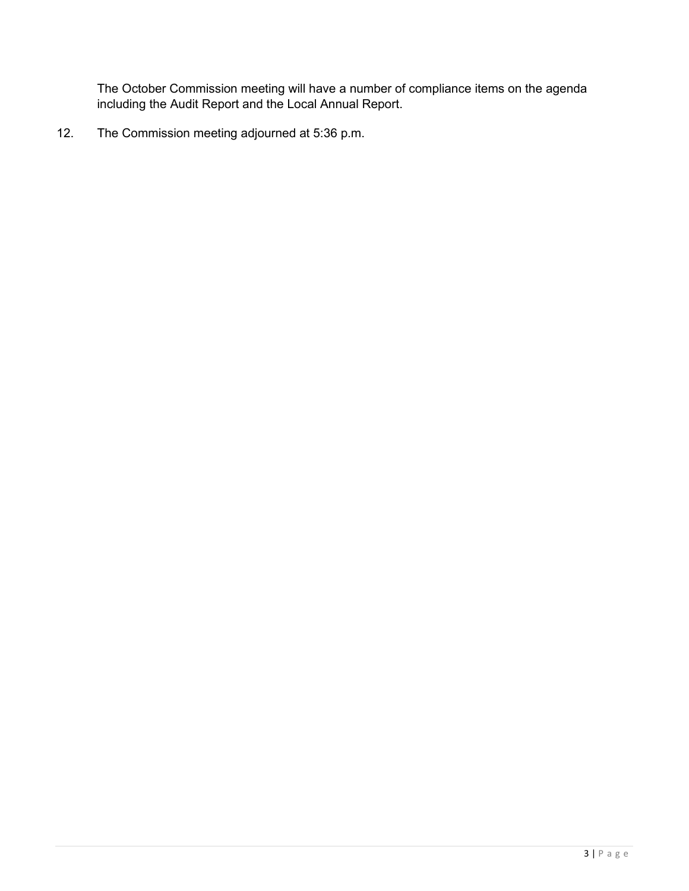The October Commission meeting will have a number of compliance items on the agenda including the Audit Report and the Local Annual Report.

12. The Commission meeting adjourned at 5:36 p.m.